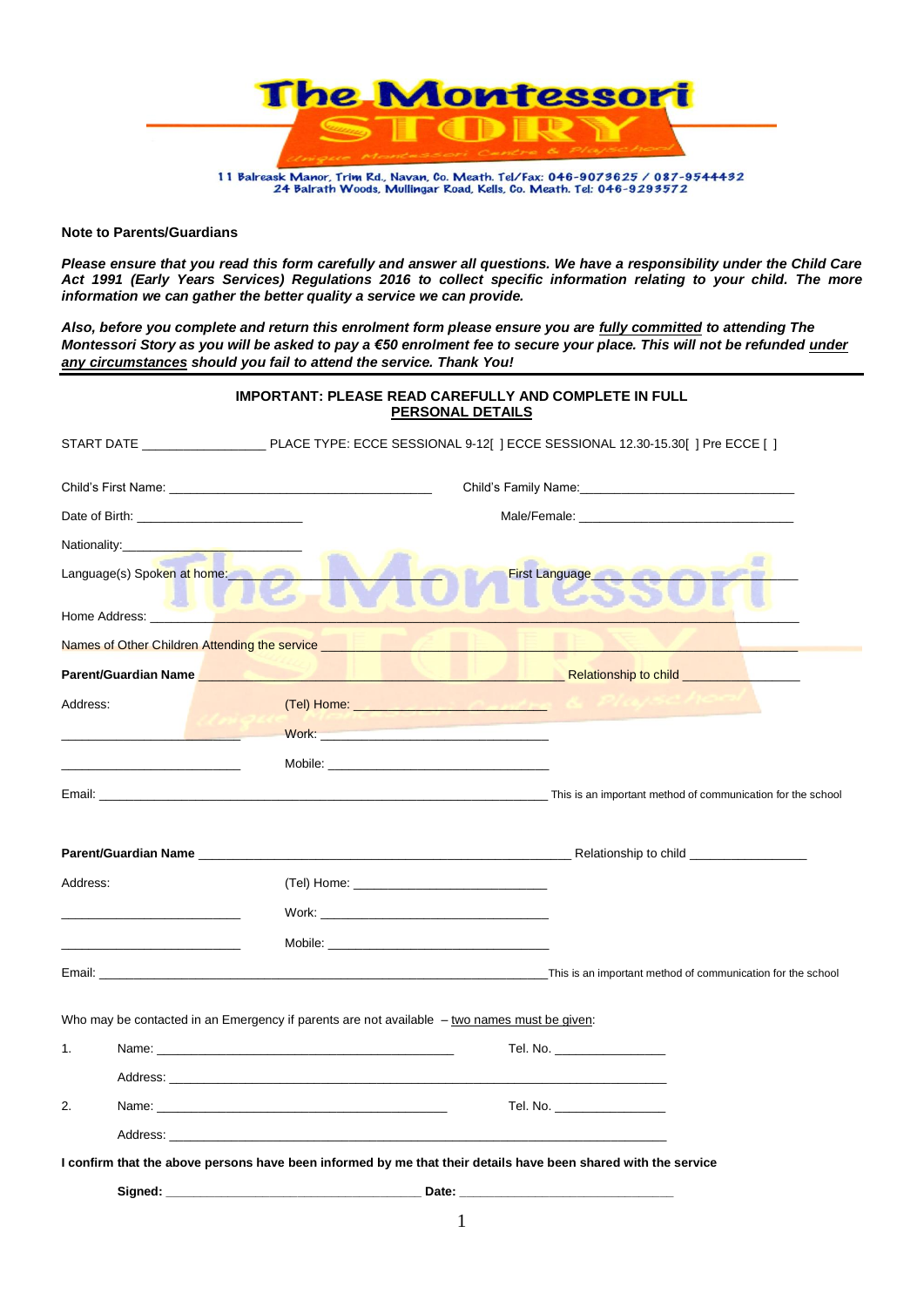# The Montessori STORY

Unique Montessori Centre & Playschool

11 Balreask Manor, Trim Rd., Navan, Co. Meath. Tel/Fax: 046-9073625 / 087-9544432
24 Balrath Woods, Mullingar Road, Kells, Co. Meath. Tel: 046-9293572

**Note to Parents/Guardians**

***Please ensure that you read this form carefully and answer all questions. We have a responsibility under the Child Care Act 1991 (Early Years Services) Regulations 2016 to collect specific information relating to your child. The more information we can gather the better quality a service we can provide.***

***Also, before you complete and return this enrolment form please ensure you are fully committed to attending The Montessori Story as you will be asked to pay a €50 enrolment fee to secure your place. This will not be refunded under any circumstances should you fail to attend the service. Thank You!***

**IMPORTANT: PLEASE READ CAREFULLY AND COMPLETE IN FULL**
**PERSONAL DETAILS**

START DATE _________________ PLACE TYPE: ECCE SESSIONAL 9-12[ ] ECCE SESSIONAL 12.30-15.30[ ] Pre ECCE [ ]

Child's First Name: ____________________________________ Child's Family Name: ______________________________

Date of Birth: ________________________ Male/Female: ______________________________

Nationality: ________________________

Language(s) Spoken at home: ____________________________ First Language ____________________________

Home Address: ____________________________________________________________________________

Names of Other Children Attending the service ____________________________________________________

**Parent/Guardian Name** ____________________________________________________ Relationship to child _______________

Address: (Tel) Home: ____________________________

__________________________ Work: ________________________________

__________________________ Mobile: ________________________________

Email: ________________________________________________________________ This is an important method of communication for the school

**Parent/Guardian Name** ____________________________________________________ Relationship to child _______________

Address: (Tel) Home: ____________________________

__________________________ Work: ________________________________

__________________________ Mobile: ________________________________

Email: ________________________________________________________________ This is an important method of communication for the school

Who may be contacted in an Emergency if parents are not available – two names must be given:

1. Name: ________________________________________ Tel. No. _______________

   Address: ______________________________________________________________________

2. Name: ________________________________________ Tel. No. _______________

   Address: ______________________________________________________________________

**I confirm that the above persons have been informed by me that their details have been shared with the service**

**Signed:** ____________________________________ **Date:** ______________________________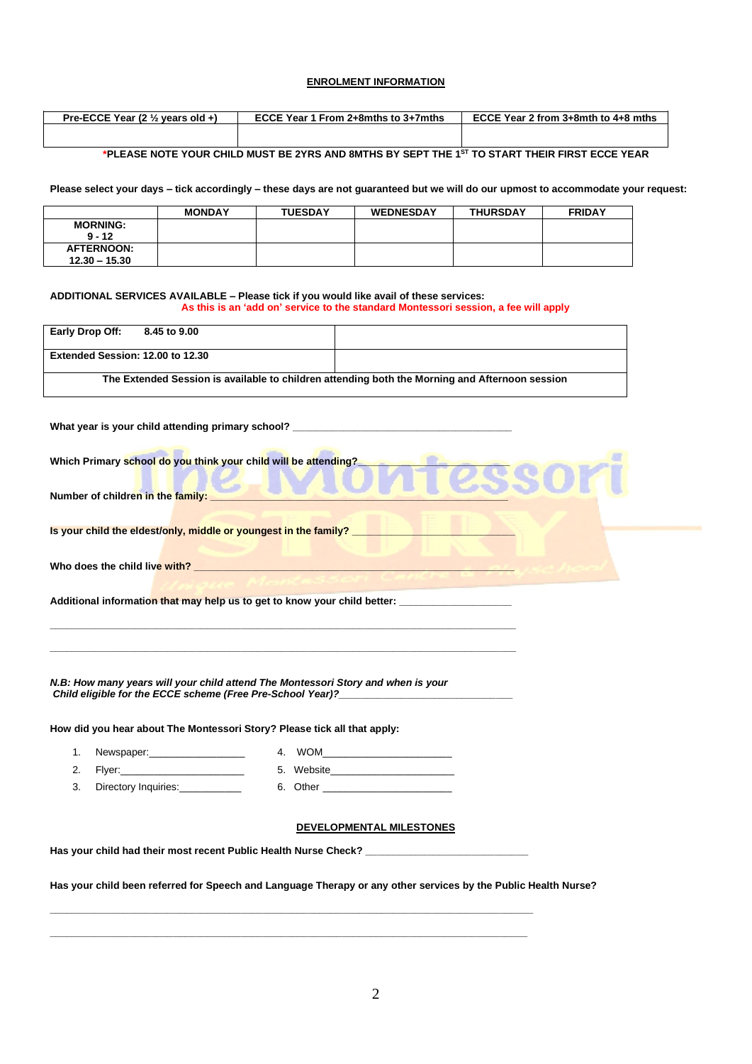## ENROLMENT INFORMATION

| Pre-ECCE Year (2 ½ years old +) | ECCE Year 1 From 2+8mths to 3+7mths | ECCE Year 2 from 3+8mth to 4+8 mths |
|---|---|---|
| | | |

***PLEASE NOTE YOUR CHILD MUST BE 2YRS AND 8MTHS BY SEPT THE 1ST TO START THEIR FIRST ECCE YEAR**

**Please select your days – tick accordingly – these days are not guaranteed but we will do our upmost to accommodate your request:**

| | MONDAY | TUESDAY | WEDNESDAY | THURSDAY | FRIDAY |
|---|---|---|---|---|---|
| **MORNING: 9 - 12** | | | | | |
| **AFTERNOON: 12.30 – 15.30** | | | | | |

**ADDITIONAL SERVICES AVAILABLE – Please tick if you would like avail of these services:**
**As this is an 'add on' service to the standard Montessori session, a fee will apply**

| Early Drop Off: 8.45 to 9.00 | |
|---|---|
| Extended Session: 12.00 to 12.30 | |
| The Extended Session is available to children attending both the Morning and Afternoon session | |

**What year is your child attending primary school?** ______________________________________

**Which Primary school do you think your child will be attending?** ______________________

**Number of children in the family:** ______________________________________________________

**Is your child the eldest/only, middle or youngest in the family?** ___________________________

**Who does the child live with?** ________________________________________________________

**Additional information that may help us to get to know your child better:** ___________________

________________________________________________________________________________

________________________________________________________________________________

***N.B: How many years will your child attend The Montessori Story and when is your Child eligible for the ECCE scheme (Free Pre-School Year)?*** ______________________________

**How did you hear about The Montessori Story? Please tick all that apply:**

1. Newspaper:________________
2. Flyer:______________________
3. Directory Inquiries:___________
4. WOM______________________
5. Website_____________________
6. Other ______________________

## DEVELOPMENTAL MILESTONES

**Has your child had their most recent Public Health Nurse Check?** ___________________________

**Has your child been referred for Speech and Language Therapy or any other services by the Public Health Nurse?**

________________________________________________________________________________

________________________________________________________________________________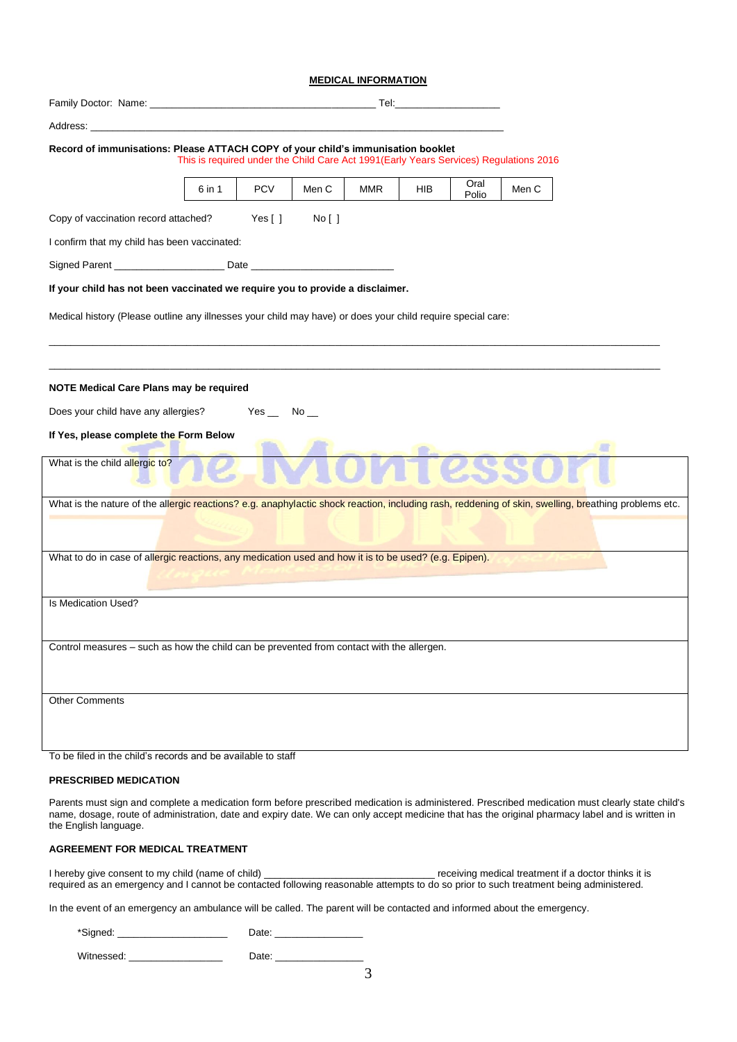## MEDICAL INFORMATION

Family Doctor: Name: ________________________________________ Tel:___________________

Address: ___________________________________________________________________________

**Record of immunisations: Please ATTACH COPY of your child's immunisation booklet**
This is required under the Child Care Act 1991(Early Years Services) Regulations 2016

| 6 in 1 | PCV | Men C | MMR | HIB | Oral Polio | Men C |
|---|---|---|---|---|---|---|

Copy of vaccination record attached? Yes [ ] No [ ]

I confirm that my child has been vaccinated:

Signed Parent ___________________ Date ________________________

**If your child has not been vaccinated we require you to provide a disclaimer.**

Medical history (Please outline any illnesses your child may have) or does your child require special care:

______________________________________________________________________________________________

______________________________________________________________________________________________

**NOTE Medical Care Plans may be required**

Does your child have any allergies? Yes __ No __

**If Yes, please complete the Form Below**

| What is the child allergic to? |
|---|
| What is the nature of the allergic reactions? e.g. anaphylactic shock reaction, including rash, reddening of skin, swelling, breathing problems etc. |
| What to do in case of allergic reactions, any medication used and how it is to be used? (e.g. Epipen). |
| Is Medication Used? |
| Control measures – such as how the child can be prevented from contact with the allergen. |
| Other Comments |

To be filed in the child's records and be available to staff

**PRESCRIBED MEDICATION**

Parents must sign and complete a medication form before prescribed medication is administered. Prescribed medication must clearly state child's name, dosage, route of administration, date and expiry date. We can only accept medicine that has the original pharmacy label and is written in the English language.

**AGREEMENT FOR MEDICAL TREATMENT**

I hereby give consent to my child (name of child) ______________________________ receiving medical treatment if a doctor thinks it is required as an emergency and I cannot be contacted following reasonable attempts to do so prior to such treatment being administered.

In the event of an emergency an ambulance will be called. The parent will be contacted and informed about the emergency.

*Signed: ____________________ Date: _______________

Witnessed: ________________ Date: _______________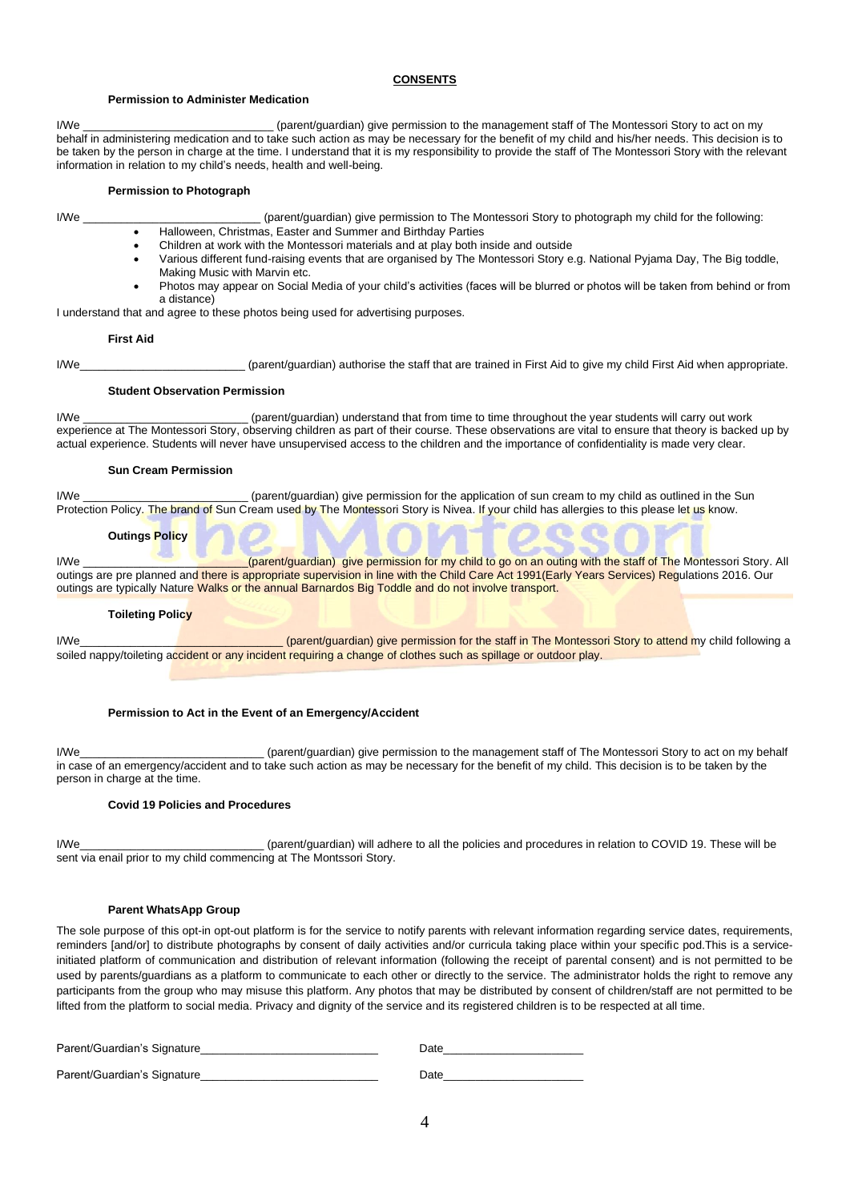# CONSENTS

### Permission to Administer Medication

I/We ______________________________ (parent/guardian) give permission to the management staff of The Montessori Story to act on my behalf in administering medication and to take such action as may be necessary for the benefit of my child and his/her needs. This decision is to be taken by the person in charge at the time. I understand that it is my responsibility to provide the staff of The Montessori Story with the relevant information in relation to my child's needs, health and well-being.

### Permission to Photograph

I/We ____________________________ (parent/guardian) give permission to The Montessori Story to photograph my child for the following:

- Halloween, Christmas, Easter and Summer and Birthday Parties
- Children at work with the Montessori materials and at play both inside and outside
- Various different fund-raising events that are organised by The Montessori Story e.g. National Pyjama Day, The Big toddle, Making Music with Marvin etc.
- Photos may appear on Social Media of your child's activities (faces will be blurred or photos will be taken from behind or from a distance)

I understand that and agree to these photos being used for advertising purposes.

### First Aid

I/We__________________________ (parent/guardian) authorise the staff that are trained in First Aid to give my child First Aid when appropriate.

### Student Observation Permission

I/We __________________________ (parent/guardian) understand that from time to time throughout the year students will carry out work experience at The Montessori Story, observing children as part of their course. These observations are vital to ensure that theory is backed up by actual experience. Students will never have unsupervised access to the children and the importance of confidentiality is made very clear.

### Sun Cream Permission

I/We __________________________ (parent/guardian) give permission for the application of sun cream to my child as outlined in the Sun Protection Policy. The brand of Sun Cream used by The Montessori Story is Nivea. If your child has allergies to this please let us know.

### Outings Policy

I/We __________________________(parent/guardian) give permission for my child to go on an outing with the staff of The Montessori Story. All outings are pre planned and there is appropriate supervision in line with the Child Care Act 1991(Early Years Services) Regulations 2016. Our outings are typically Nature Walks or the annual Barnardos Big Toddle and do not involve transport.

### Toileting Policy

I/We________________________________ (parent/guardian) give permission for the staff in The Montessori Story to attend my child following a soiled nappy/toileting accident or any incident requiring a change of clothes such as spillage or outdoor play.

### Permission to Act in the Event of an Emergency/Accident

I/We_____________________________ (parent/guardian) give permission to the management staff of The Montessori Story to act on my behalf in case of an emergency/accident and to take such action as may be necessary for the benefit of my child. This decision is to be taken by the person in charge at the time.

### Covid 19 Policies and Procedures

I/We_____________________________ (parent/guardian) will adhere to all the policies and procedures in relation to COVID 19. These will be sent via enail prior to my child commencing at The Montssori Story.

### Parent WhatsApp Group

The sole purpose of this opt-in opt-out platform is for the service to notify parents with relevant information regarding service dates, requirements, reminders [and/or] to distribute photographs by consent of daily activities and/or curricula taking place within your specific pod.This is a service-initiated platform of communication and distribution of relevant information (following the receipt of parental consent) and is not permitted to be used by parents/guardians as a platform to communicate to each other or directly to the service. The administrator holds the right to remove any participants from the group who may misuse this platform. Any photos that may be distributed by consent of children/staff are not permitted to be lifted from the platform to social media. Privacy and dignity of the service and its registered children is to be respected at all time.

Parent/Guardian's Signature___________________________ Date_____________________

Parent/Guardian's Signature___________________________ Date_____________________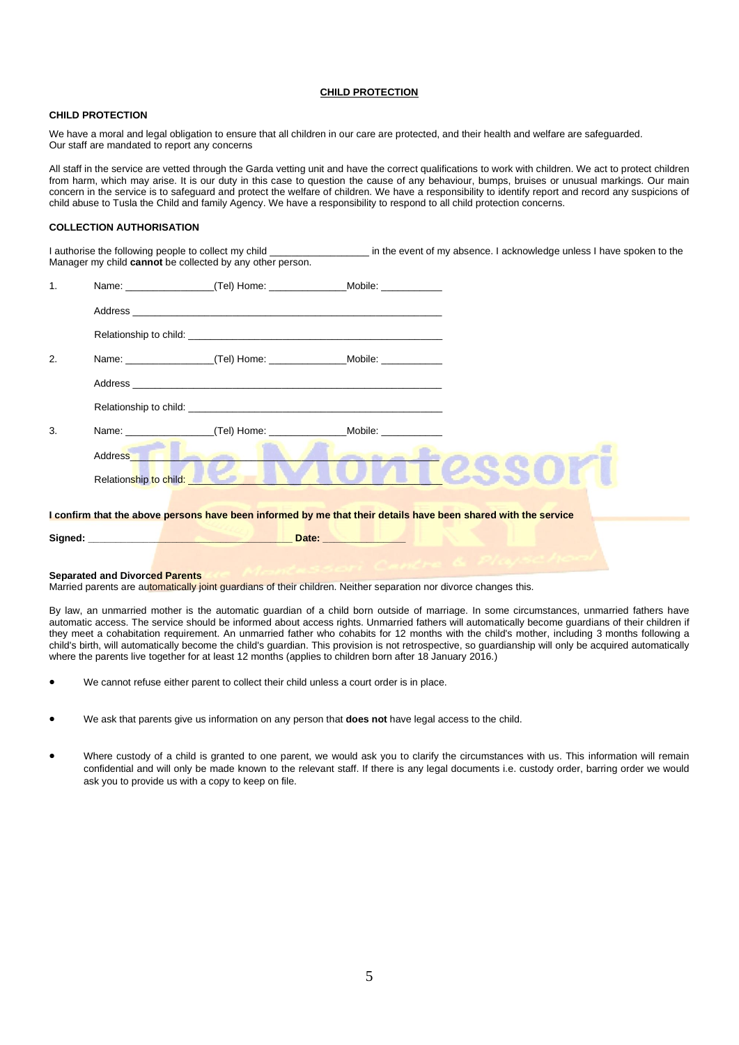**CHILD PROTECTION**

**CHILD PROTECTION**

We have a moral and legal obligation to ensure that all children in our care are protected, and their health and welfare are safeguarded.
Our staff are mandated to report any concerns

All staff in the service are vetted through the Garda vetting unit and have the correct qualifications to work with children. We act to protect children from harm, which may arise. It is our duty in this case to question the cause of any behaviour, bumps, bruises or unusual markings. Our main concern in the service is to safeguard and protect the welfare of children. We have a responsibility to identify report and record any suspicions of child abuse to Tusla the Child and family Agency. We have a responsibility to respond to all child protection concerns.

**COLLECTION AUTHORISATION**

I authorise the following people to collect my child _________________ in the event of my absence. I acknowledge unless I have spoken to the Manager my child **cannot** be collected by any other person.

1. Name: _______________(Tel) Home: _____________Mobile: ___________

   Address _______________________________________________________

   Relationship to child: ___________________________________________

2. Name: _______________(Tel) Home: _____________Mobile: ___________

   Address _______________________________________________________

   Relationship to child: ___________________________________________

3. Name: _______________(Tel) Home: _____________Mobile: ___________

   Address _______________________________________________________

   Relationship to child: ___________________________________________

**I confirm that the above persons have been informed by me that their details have been shared with the service**

**Signed:** ___________________________________ **Date:** ______________

**Separated and Divorced Parents**
Married parents are automatically joint guardians of their children. Neither separation nor divorce changes this.

By law, an unmarried mother is the automatic guardian of a child born outside of marriage. In some circumstances, unmarried fathers have automatic access. The service should be informed about access rights. Unmarried fathers will automatically become guardians of their children if they meet a cohabitation requirement. An unmarried father who cohabits for 12 months with the child's mother, including 3 months following a child's birth, will automatically become the child's guardian. This provision is not retrospective, so guardianship will only be acquired automatically where the parents live together for at least 12 months (applies to children born after 18 January 2016.)

- We cannot refuse either parent to collect their child unless a court order is in place.
- We ask that parents give us information on any person that **does not** have legal access to the child.
- Where custody of a child is granted to one parent, we would ask you to clarify the circumstances with us. This information will remain confidential and will only be made known to the relevant staff. If there is any legal documents i.e. custody order, barring order we would ask you to provide us with a copy to keep on file.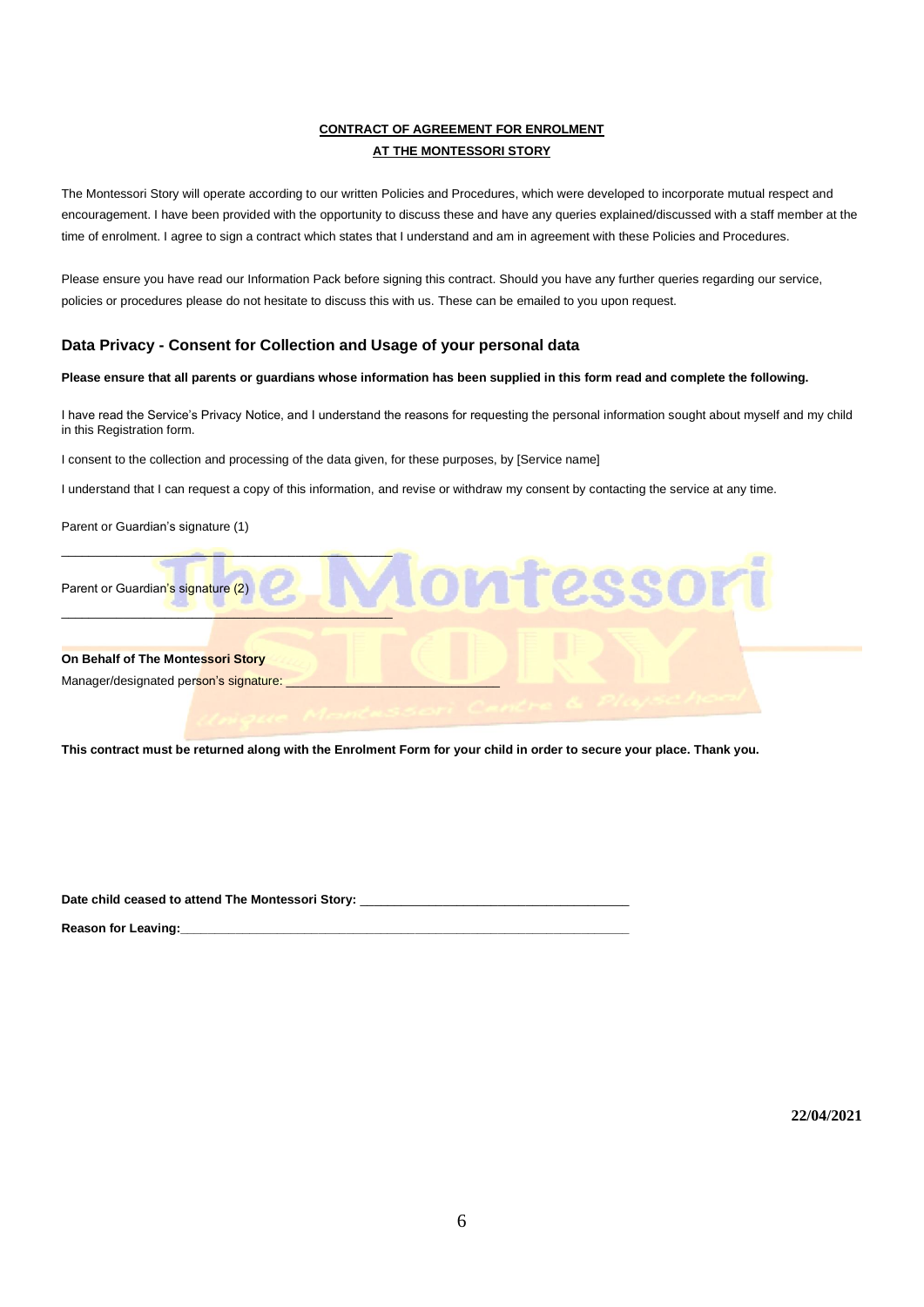**CONTRACT OF AGREEMENT FOR ENROLMENT**
**AT THE MONTESSORI STORY**

The Montessori Story will operate according to our written Policies and Procedures, which were developed to incorporate mutual respect and encouragement. I have been provided with the opportunity to discuss these and have any queries explained/discussed with a staff member at the time of enrolment. I agree to sign a contract which states that I understand and am in agreement with these Policies and Procedures.

Please ensure you have read our Information Pack before signing this contract. Should you have any further queries regarding our service, policies or procedures please do not hesitate to discuss this with us. These can be emailed to you upon request.

## Data Privacy - Consent for Collection and Usage of your personal data

**Please ensure that all parents or guardians whose information has been supplied in this form read and complete the following.**

I have read the Service's Privacy Notice, and I understand the reasons for requesting the personal information sought about myself and my child in this Registration form.

I consent to the collection and processing of the data given, for these purposes, by [Service name]

I understand that I can request a copy of this information, and revise or withdraw my consent by contacting the service at any time.

Parent or Guardian's signature (1)

_______________________________________________

Parent or Guardian's signature (2)

_______________________________________________

**On Behalf of The Montessori Story**

Manager/designated person's signature: ______________________________

**This contract must be returned along with the Enrolment Form for your child in order to secure your place. Thank you.**

**Date child ceased to attend The Montessori Story:** ______________________________________

**Reason for Leaving:**________________________________________________________________

**22/04/2021**